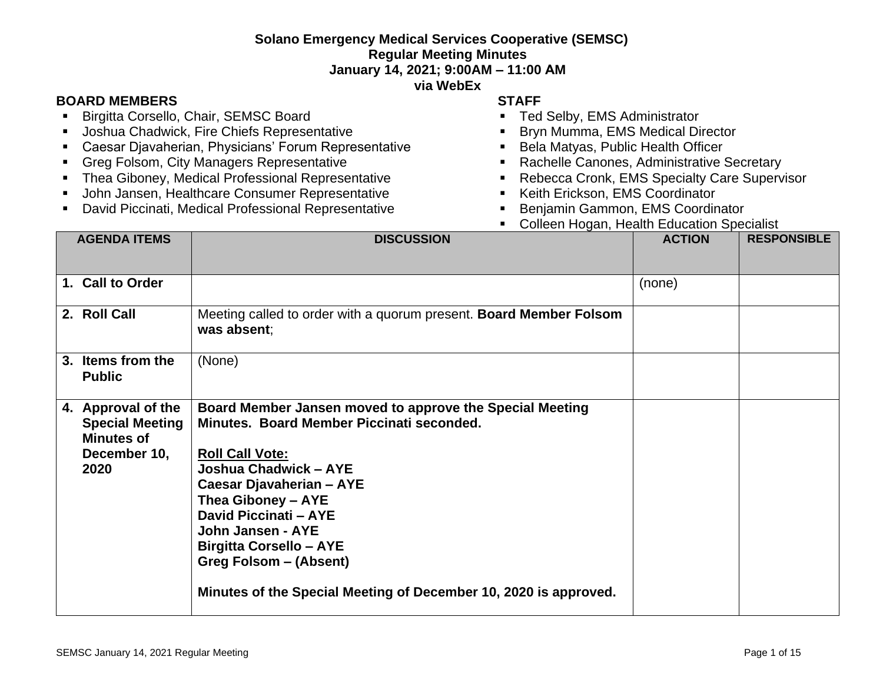**Solano Emergency Medical Services Cooperative (SEMSC)**
**Regular Meeting Minutes**
**January 14, 2021; 9:00AM – 11:00 AM**
**via WebEx**

**BOARD MEMBERS**

- Birgitta Corsello, Chair, SEMSC Board
- Joshua Chadwick, Fire Chiefs Representative
- Caesar Djavaherian, Physicians' Forum Representative
- Greg Folsom, City Managers Representative
- Thea Giboney, Medical Professional Representative
- John Jansen, Healthcare Consumer Representative
- David Piccinati, Medical Professional Representative

**STAFF**

- Ted Selby, EMS Administrator
- Bryn Mumma, EMS Medical Director
- Bela Matyas, Public Health Officer
- Rachelle Canones, Administrative Secretary
- Rebecca Cronk, EMS Specialty Care Supervisor
- Keith Erickson, EMS Coordinator
- Benjamin Gammon, EMS Coordinator
- Colleen Hogan, Health Education Specialist

| AGENDA ITEMS | DISCUSSION | ACTION | RESPONSIBLE |
|---|---|---|---|
| **1. Call to Order** | | (none) | |
| **2. Roll Call** | Meeting called to order with a quorum present. **Board Member Folsom was absent**; | | |
| **3. Items from the Public** | (None) | | |
| **4. Approval of the Special Meeting Minutes of December 10, 2020** | **Board Member Jansen moved to approve the Special Meeting Minutes. Board Member Piccinati seconded.**<br><br>**<u>Roll Call Vote:</u>**<br>**Joshua Chadwick – AYE**<br>**Caesar Djavaherian – AYE**<br>**Thea Giboney – AYE**<br>**David Piccinati – AYE**<br>**John Jansen - AYE**<br>**Birgitta Corsello – AYE**<br>**Greg Folsom – (Absent)**<br><br>**Minutes of the Special Meeting of December 10, 2020 is approved.** | | |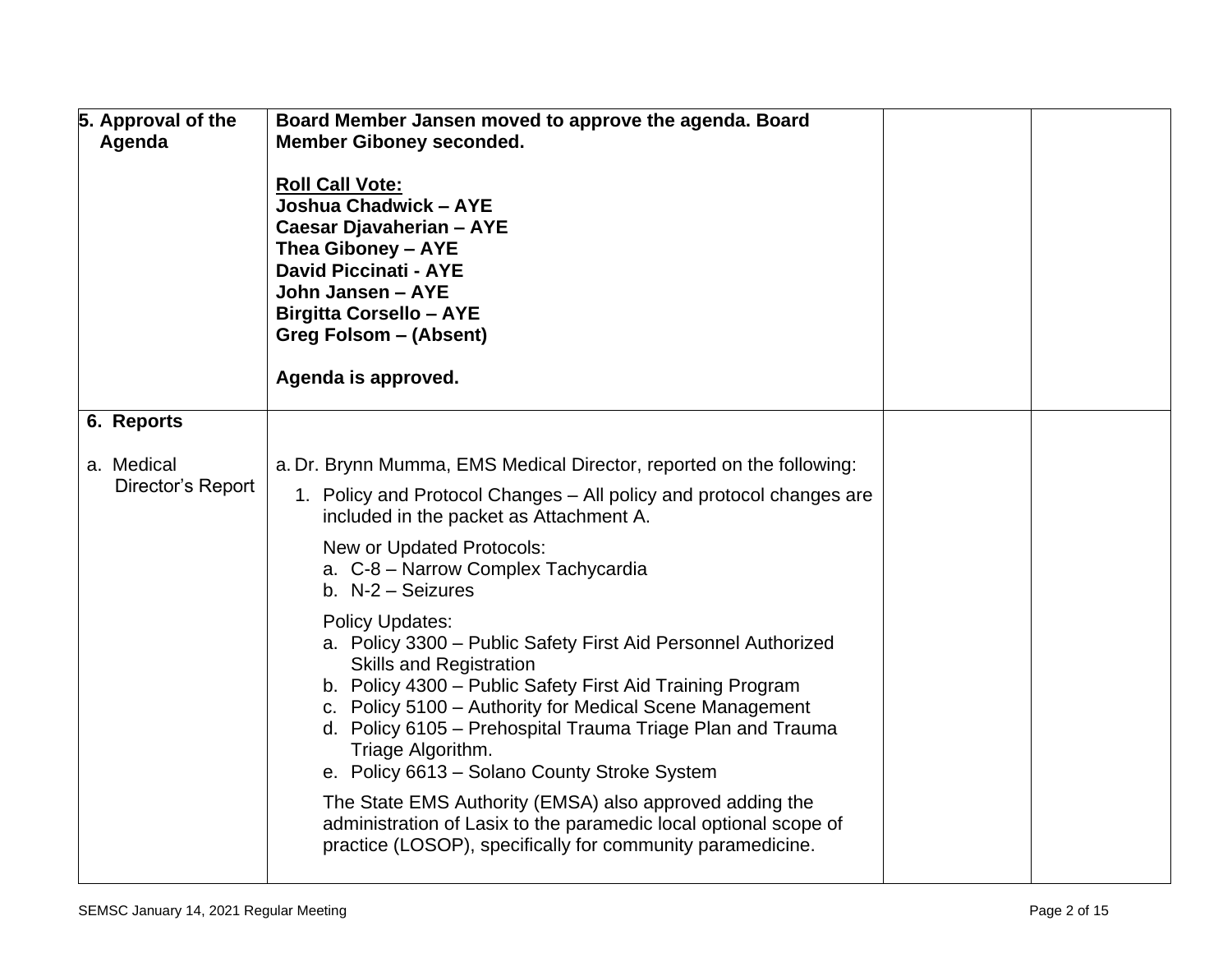| | | | |
|---|---|---|---|
| **5. Approval of the Agenda** | **Board Member Jansen moved to approve the agenda. Board Member Giboney seconded.**<br><br>**<u>Roll Call Vote:</u>**<br>**Joshua Chadwick – AYE**<br>**Caesar Djavaherian – AYE**<br>**Thea Giboney – AYE**<br>**David Piccinati - AYE**<br>**John Jansen – AYE**<br>**Birgitta Corsello – AYE**<br>**Greg Folsom – (Absent)**<br><br>**Agenda is approved.** | | |
| **6. Reports**<br><br>a. Medical Director's Report | a. Dr. Brynn Mumma, EMS Medical Director, reported on the following:<br><br>1. Policy and Protocol Changes – All policy and protocol changes are included in the packet as Attachment A.<br><br>New or Updated Protocols:<br>a. C-8 – Narrow Complex Tachycardia<br>b. N-2 – Seizures<br><br>Policy Updates:<br>a. Policy 3300 – Public Safety First Aid Personnel Authorized Skills and Registration<br>b. Policy 4300 – Public Safety First Aid Training Program<br>c. Policy 5100 – Authority for Medical Scene Management<br>d. Policy 6105 – Prehospital Trauma Triage Plan and Trauma Triage Algorithm.<br>e. Policy 6613 – Solano County Stroke System<br><br>The State EMS Authority (EMSA) also approved adding the administration of Lasix to the paramedic local optional scope of practice (LOSOP), specifically for community paramedicine. | | |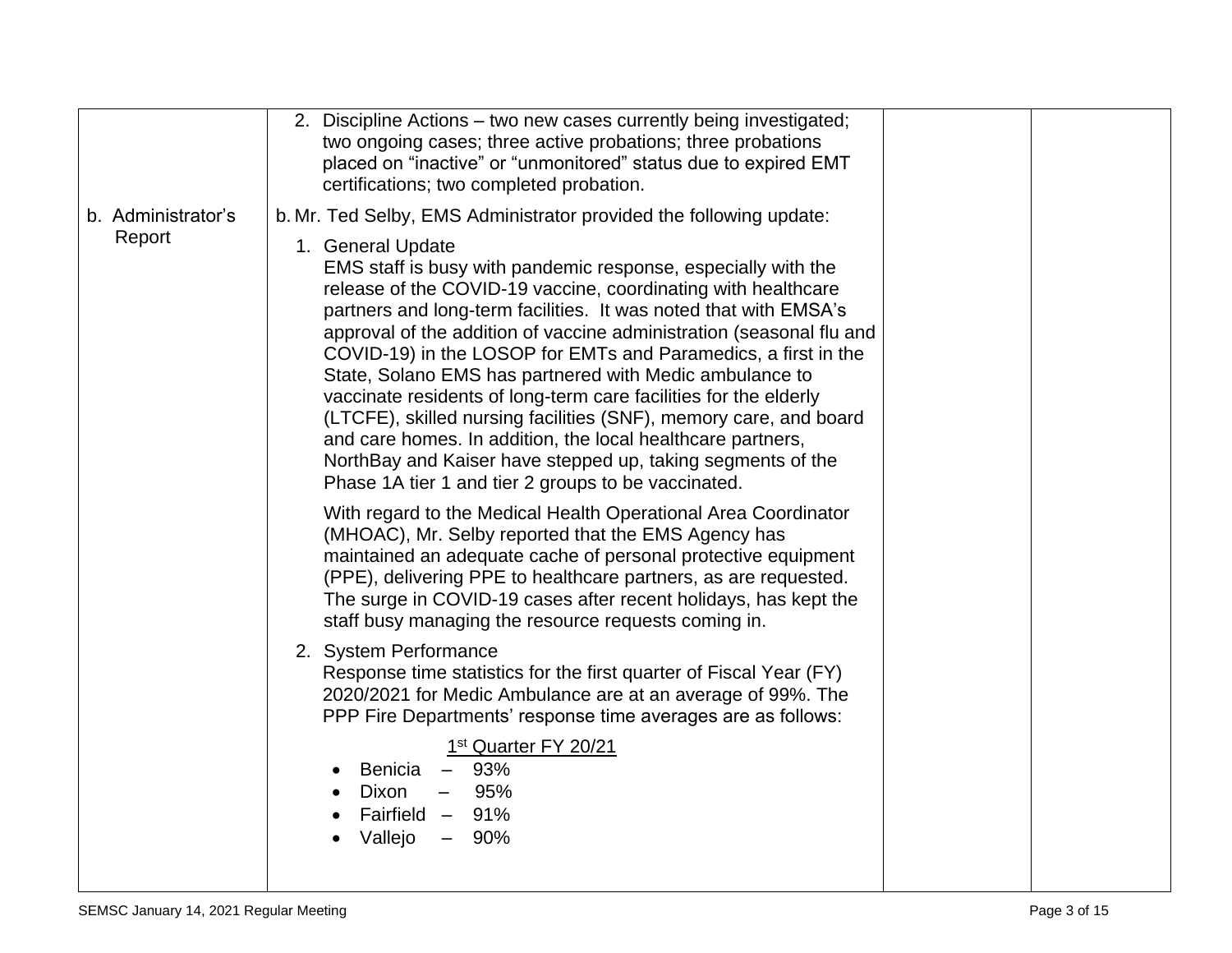| | | | |
|---|---|---|---|
| | 2. Discipline Actions – two new cases currently being investigated; two ongoing cases; three active probations; three probations placed on "inactive" or "unmonitored" status due to expired EMT certifications; two completed probation. | | |
| b. Administrator's Report | b. Mr. Ted Selby, EMS Administrator provided the following update:<br><br>1. General Update<br>EMS staff is busy with pandemic response, especially with the release of the COVID-19 vaccine, coordinating with healthcare partners and long-term facilities. It was noted that with EMSA's approval of the addition of vaccine administration (seasonal flu and COVID-19) in the LOSOP for EMTs and Paramedics, a first in the State, Solano EMS has partnered with Medic ambulance to vaccinate residents of long-term care facilities for the elderly (LTCFE), skilled nursing facilities (SNF), memory care, and board and care homes. In addition, the local healthcare partners, NorthBay and Kaiser have stepped up, taking segments of the Phase 1A tier 1 and tier 2 groups to be vaccinated.<br><br>With regard to the Medical Health Operational Area Coordinator (MHOAC), Mr. Selby reported that the EMS Agency has maintained an adequate cache of personal protective equipment (PPE), delivering PPE to healthcare partners, as are requested. The surge in COVID-19 cases after recent holidays, has kept the staff busy managing the resource requests coming in.<br><br>2. System Performance<br>Response time statistics for the first quarter of Fiscal Year (FY) 2020/2021 for Medic Ambulance are at an average of 99%. The PPP Fire Departments' response time averages are as follows:<br><br><u>1st Quarter FY 20/21</u><br>• Benicia – 93%<br>• Dixon – 95%<br>• Fairfield – 91%<br>• Vallejo – 90% | | |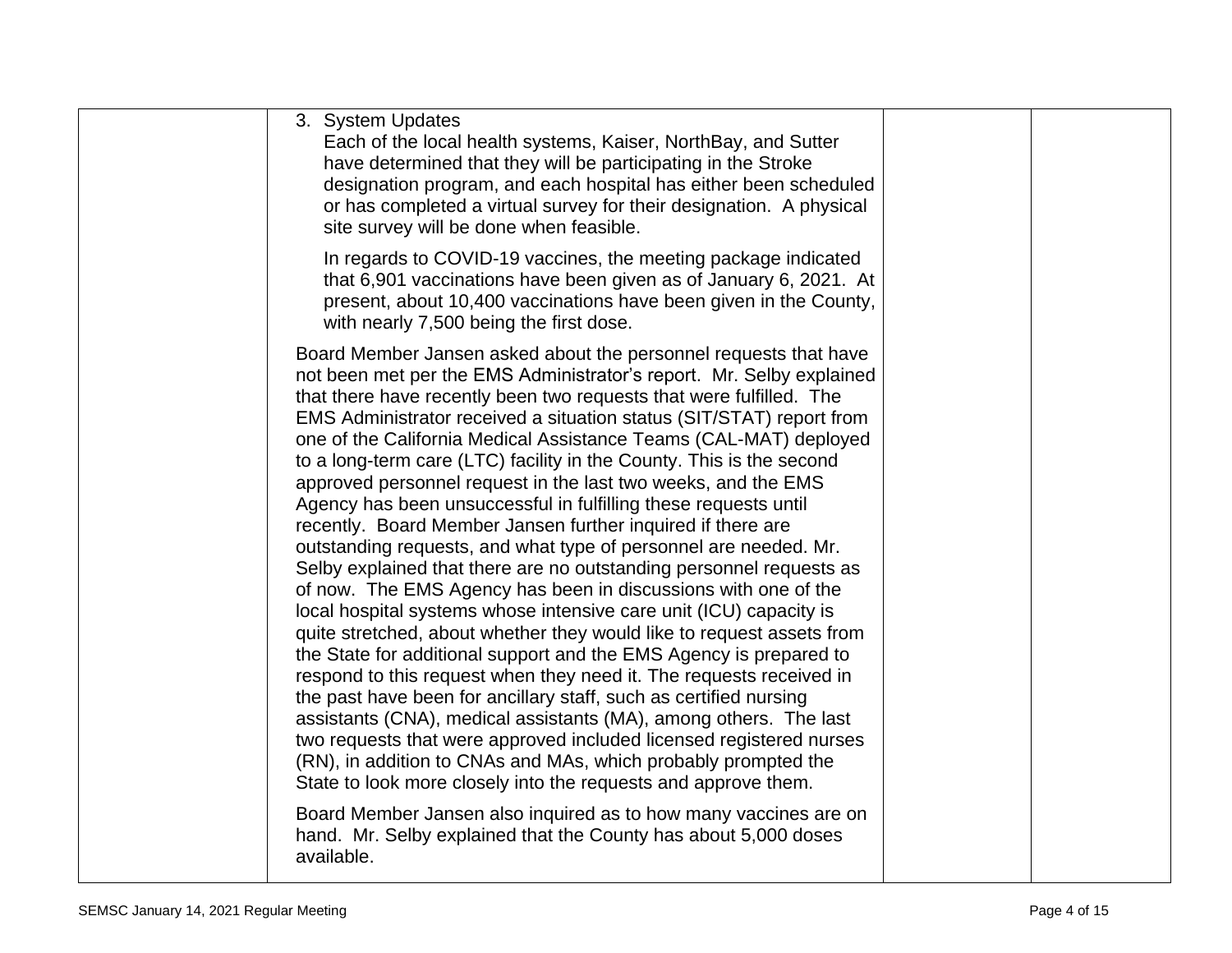| | | | |
|---|---|---|---|
| | 3. System Updates<br>Each of the local health systems, Kaiser, NorthBay, and Sutter have determined that they will be participating in the Stroke designation program, and each hospital has either been scheduled or has completed a virtual survey for their designation. A physical site survey will be done when feasible.<br><br>In regards to COVID-19 vaccines, the meeting package indicated that 6,901 vaccinations have been given as of January 6, 2021. At present, about 10,400 vaccinations have been given in the County, with nearly 7,500 being the first dose.<br><br>Board Member Jansen asked about the personnel requests that have not been met per the EMS Administrator's report. Mr. Selby explained that there have recently been two requests that were fulfilled. The EMS Administrator received a situation status (SIT/STAT) report from one of the California Medical Assistance Teams (CAL-MAT) deployed to a long-term care (LTC) facility in the County. This is the second approved personnel request in the last two weeks, and the EMS Agency has been unsuccessful in fulfilling these requests until recently. Board Member Jansen further inquired if there are outstanding requests, and what type of personnel are needed. Mr. Selby explained that there are no outstanding personnel requests as of now. The EMS Agency has been in discussions with one of the local hospital systems whose intensive care unit (ICU) capacity is quite stretched, about whether they would like to request assets from the State for additional support and the EMS Agency is prepared to respond to this request when they need it. The requests received in the past have been for ancillary staff, such as certified nursing assistants (CNA), medical assistants (MA), among others. The last two requests that were approved included licensed registered nurses (RN), in addition to CNAs and MAs, which probably prompted the State to look more closely into the requests and approve them.<br><br>Board Member Jansen also inquired as to how many vaccines are on hand. Mr. Selby explained that the County has about 5,000 doses available. | | |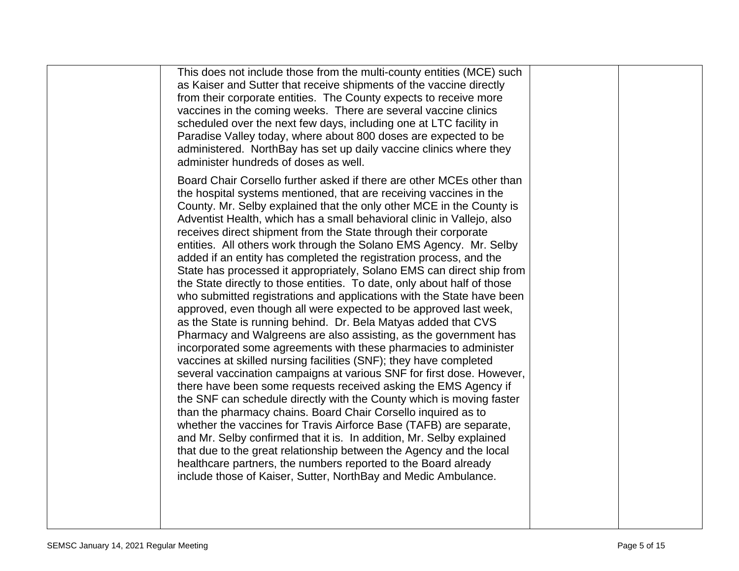| | | | |
|---|---|---|---|
| | This does not include those from the multi-county entities (MCE) such as Kaiser and Sutter that receive shipments of the vaccine directly from their corporate entities. The County expects to receive more vaccines in the coming weeks. There are several vaccine clinics scheduled over the next few days, including one at LTC facility in Paradise Valley today, where about 800 doses are expected to be administered. NorthBay has set up daily vaccine clinics where they administer hundreds of doses as well.<br><br>Board Chair Corsello further asked if there are other MCEs other than the hospital systems mentioned, that are receiving vaccines in the County. Mr. Selby explained that the only other MCE in the County is Adventist Health, which has a small behavioral clinic in Vallejo, also receives direct shipment from the State through their corporate entities. All others work through the Solano EMS Agency. Mr. Selby added if an entity has completed the registration process, and the State has processed it appropriately, Solano EMS can direct ship from the State directly to those entities. To date, only about half of those who submitted registrations and applications with the State have been approved, even though all were expected to be approved last week, as the State is running behind. Dr. Bela Matyas added that CVS Pharmacy and Walgreens are also assisting, as the government has incorporated some agreements with these pharmacies to administer vaccines at skilled nursing facilities (SNF); they have completed several vaccination campaigns at various SNF for first dose. However, there have been some requests received asking the EMS Agency if the SNF can schedule directly with the County which is moving faster than the pharmacy chains. Board Chair Corsello inquired as to whether the vaccines for Travis Airforce Base (TAFB) are separate, and Mr. Selby confirmed that it is. In addition, Mr. Selby explained that due to the great relationship between the Agency and the local healthcare partners, the numbers reported to the Board already include those of Kaiser, Sutter, NorthBay and Medic Ambulance. | | |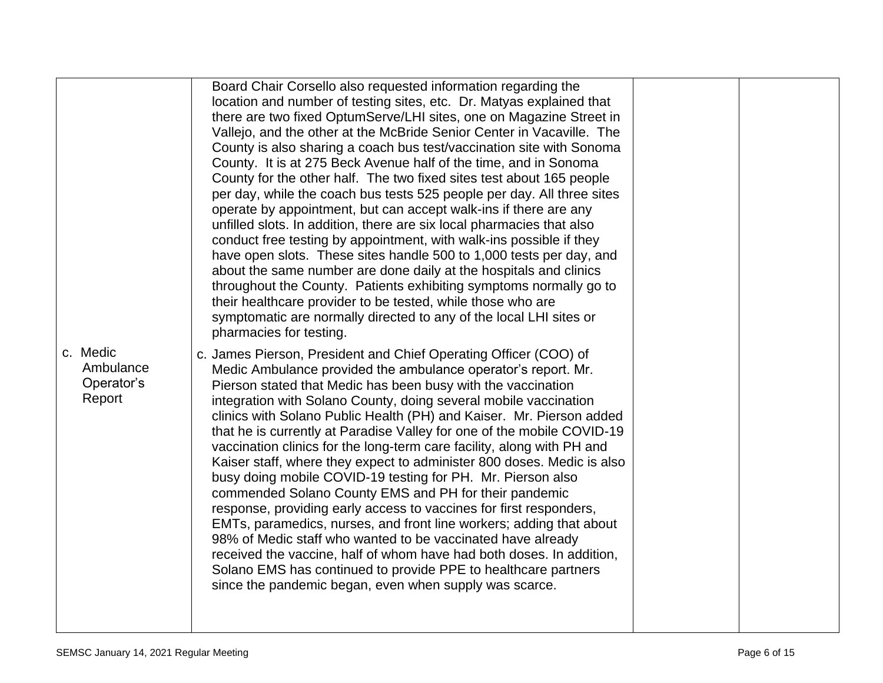| | | | |
|---|---|---|---|
| | Board Chair Corsello also requested information regarding the location and number of testing sites, etc. Dr. Matyas explained that there are two fixed OptumServe/LHI sites, one on Magazine Street in Vallejo, and the other at the McBride Senior Center in Vacaville. The County is also sharing a coach bus test/vaccination site with Sonoma County. It is at 275 Beck Avenue half of the time, and in Sonoma County for the other half. The two fixed sites test about 165 people per day, while the coach bus tests 525 people per day. All three sites operate by appointment, but can accept walk-ins if there are any unfilled slots. In addition, there are six local pharmacies that also conduct free testing by appointment, with walk-ins possible if they have open slots. These sites handle 500 to 1,000 tests per day, and about the same number are done daily at the hospitals and clinics throughout the County. Patients exhibiting symptoms normally go to their healthcare provider to be tested, while those who are symptomatic are normally directed to any of the local LHI sites or pharmacies for testing. | | |
| c. Medic Ambulance Operator's Report | c. James Pierson, President and Chief Operating Officer (COO) of Medic Ambulance provided the ambulance operator's report. Mr. Pierson stated that Medic has been busy with the vaccination integration with Solano County, doing several mobile vaccination clinics with Solano Public Health (PH) and Kaiser. Mr. Pierson added that he is currently at Paradise Valley for one of the mobile COVID-19 vaccination clinics for the long-term care facility, along with PH and Kaiser staff, where they expect to administer 800 doses. Medic is also busy doing mobile COVID-19 testing for PH. Mr. Pierson also commended Solano County EMS and PH for their pandemic response, providing early access to vaccines for first responders, EMTs, paramedics, nurses, and front line workers; adding that about 98% of Medic staff who wanted to be vaccinated have already received the vaccine, half of whom have had both doses. In addition, Solano EMS has continued to provide PPE to healthcare partners since the pandemic began, even when supply was scarce. | | |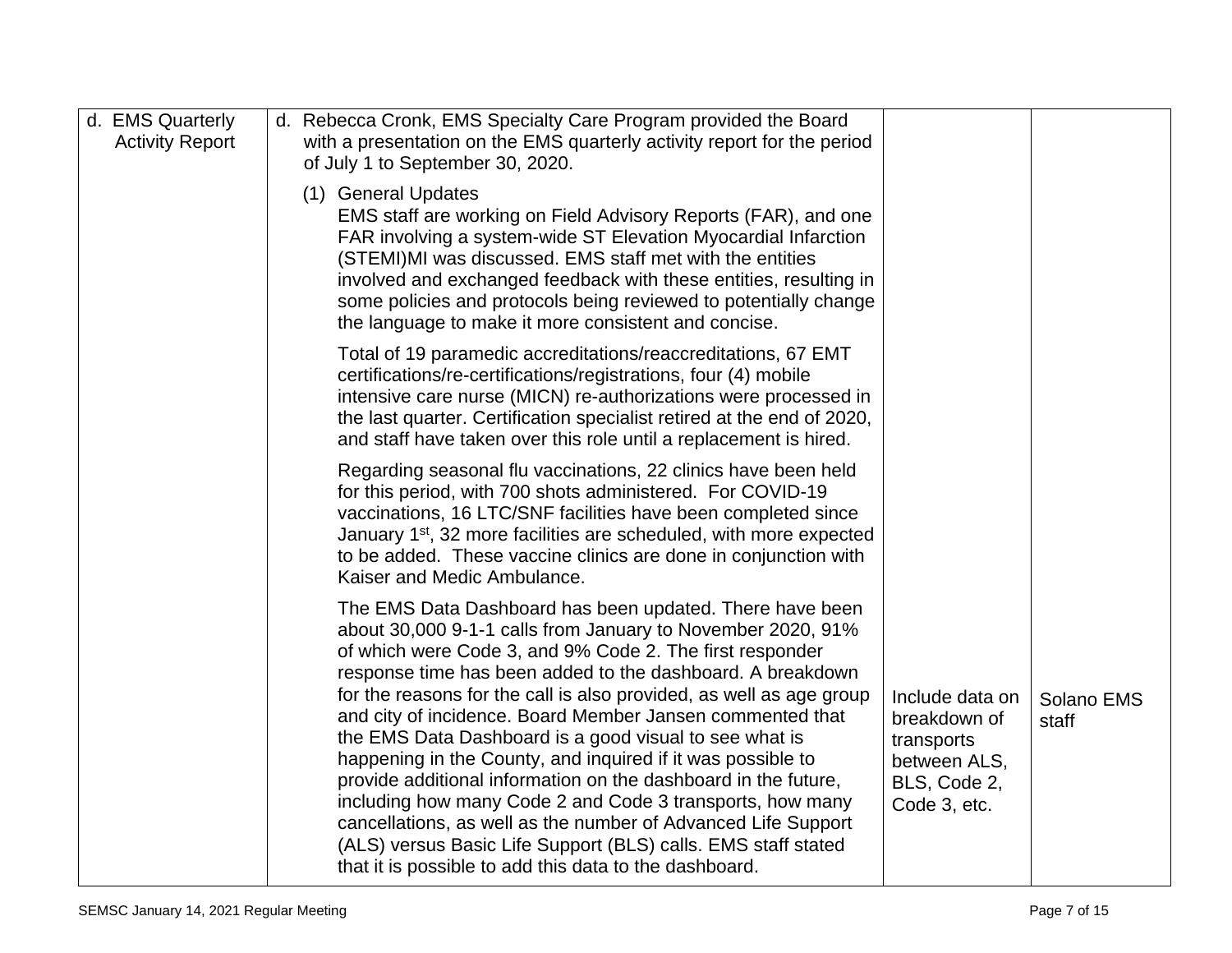| | | | |
|---|---|---|---|
| d. EMS Quarterly Activity Report | d. Rebecca Cronk, EMS Specialty Care Program provided the Board with a presentation on the EMS quarterly activity report for the period of July 1 to September 30, 2020.<br><br>(1) General Updates<br>EMS staff are working on Field Advisory Reports (FAR), and one FAR involving a system-wide ST Elevation Myocardial Infarction (STEMI)MI was discussed. EMS staff met with the entities involved and exchanged feedback with these entities, resulting in some policies and protocols being reviewed to potentially change the language to make it more consistent and concise.<br><br>Total of 19 paramedic accreditations/reaccreditations, 67 EMT certifications/re-certifications/registrations, four (4) mobile intensive care nurse (MICN) re-authorizations were processed in the last quarter. Certification specialist retired at the end of 2020, and staff have taken over this role until a replacement is hired.<br><br>Regarding seasonal flu vaccinations, 22 clinics have been held for this period, with 700 shots administered. For COVID-19 vaccinations, 16 LTC/SNF facilities have been completed since January 1st, 32 more facilities are scheduled, with more expected to be added. These vaccine clinics are done in conjunction with Kaiser and Medic Ambulance.<br><br>The EMS Data Dashboard has been updated. There have been about 30,000 9-1-1 calls from January to November 2020, 91% of which were Code 3, and 9% Code 2. The first responder response time has been added to the dashboard. A breakdown for the reasons for the call is also provided, as well as age group and city of incidence. Board Member Jansen commented that the EMS Data Dashboard is a good visual to see what is happening in the County, and inquired if it was possible to provide additional information on the dashboard in the future, including how many Code 2 and Code 3 transports, how many cancellations, as well as the number of Advanced Life Support (ALS) versus Basic Life Support (BLS) calls. EMS staff stated that it is possible to add this data to the dashboard. | Include data on breakdown of transports between ALS, BLS, Code 2, Code 3, etc. | Solano EMS staff |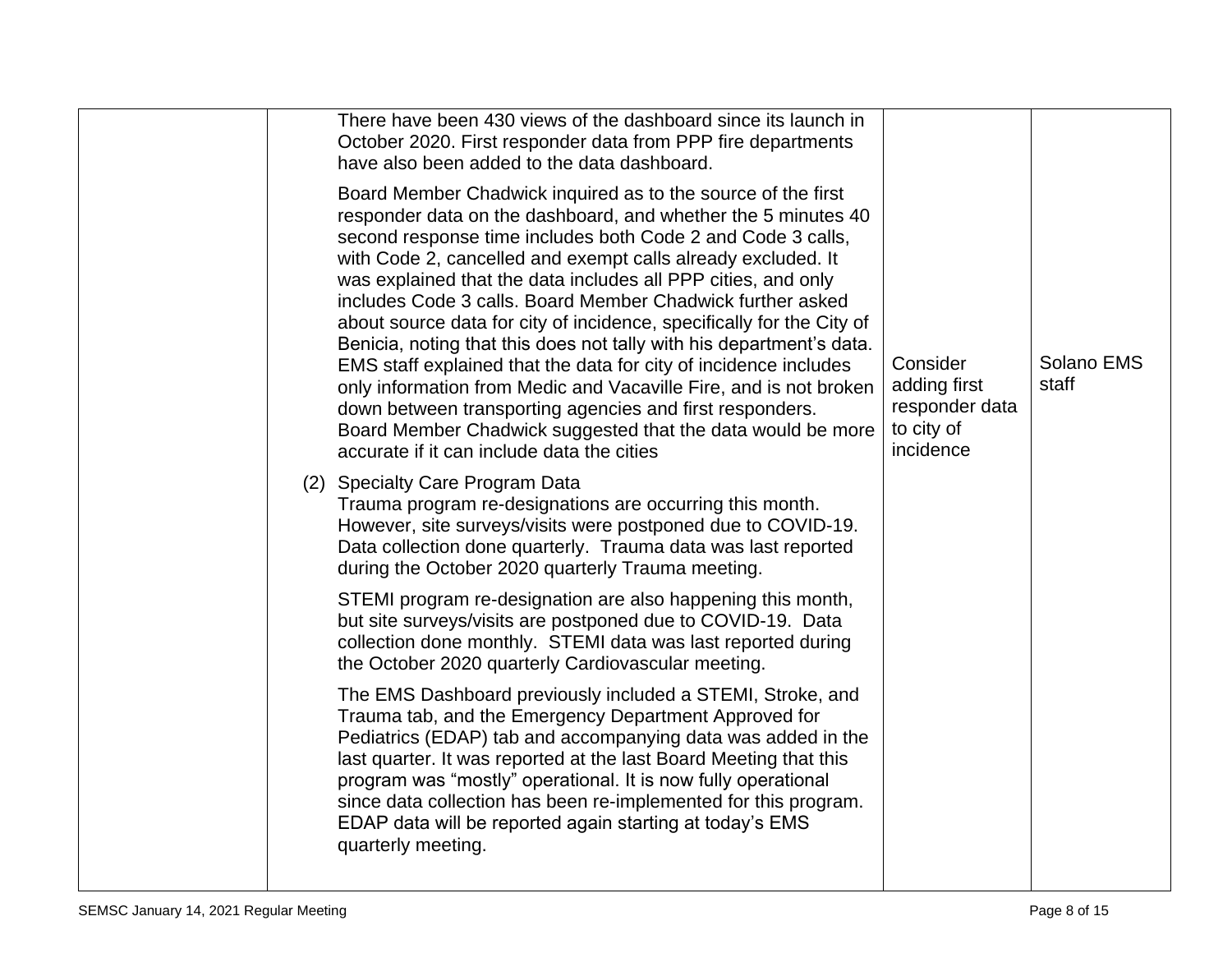| | | | |
|---|---|---|---|
| | There have been 430 views of the dashboard since its launch in October 2020. First responder data from PPP fire departments have also been added to the data dashboard.<br><br>Board Member Chadwick inquired as to the source of the first responder data on the dashboard, and whether the 5 minutes 40 second response time includes both Code 2 and Code 3 calls, with Code 2, cancelled and exempt calls already excluded. It was explained that the data includes all PPP cities, and only includes Code 3 calls. Board Member Chadwick further asked about source data for city of incidence, specifically for the City of Benicia, noting that this does not tally with his department's data. EMS staff explained that the data for city of incidence includes only information from Medic and Vacaville Fire, and is not broken down between transporting agencies and first responders. Board Member Chadwick suggested that the data would be more accurate if it can include data the cities<br><br>(2) Specialty Care Program Data<br>Trauma program re-designations are occurring this month. However, site surveys/visits were postponed due to COVID-19. Data collection done quarterly. Trauma data was last reported during the October 2020 quarterly Trauma meeting.<br><br>STEMI program re-designation are also happening this month, but site surveys/visits are postponed due to COVID-19. Data collection done monthly. STEMI data was last reported during the October 2020 quarterly Cardiovascular meeting.<br><br>The EMS Dashboard previously included a STEMI, Stroke, and Trauma tab, and the Emergency Department Approved for Pediatrics (EDAP) tab and accompanying data was added in the last quarter. It was reported at the last Board Meeting that this program was "mostly" operational. It is now fully operational since data collection has been re-implemented for this program. EDAP data will be reported again starting at today's EMS quarterly meeting. | Consider adding first responder data to city of incidence | Solano EMS staff |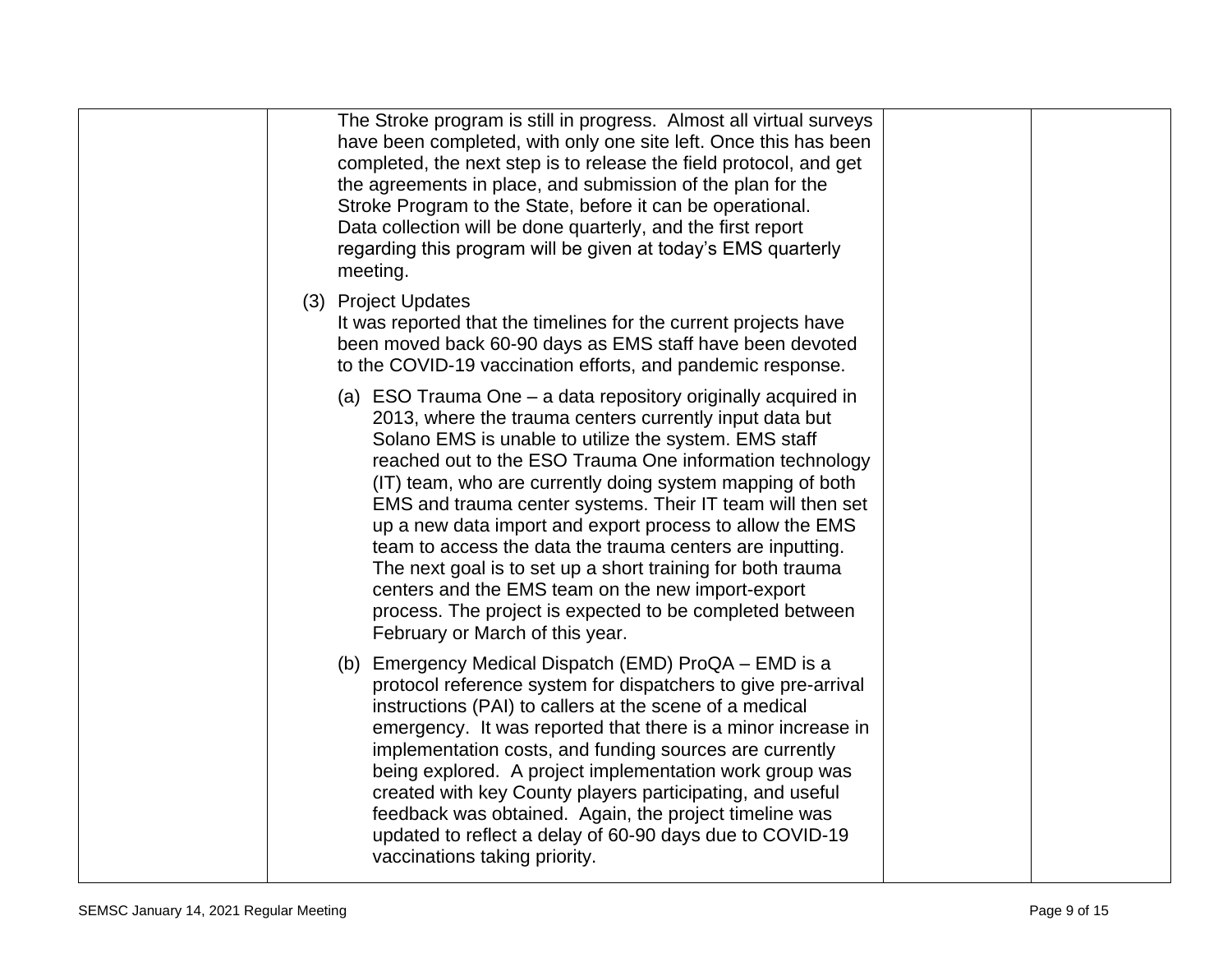| | | | |
|---|---|---|---|
| | The Stroke program is still in progress. Almost all virtual surveys have been completed, with only one site left. Once this has been completed, the next step is to release the field protocol, and get the agreements in place, and submission of the plan for the Stroke Program to the State, before it can be operational. Data collection will be done quarterly, and the first report regarding this program will be given at today's EMS quarterly meeting.<br><br>(3) Project Updates<br>It was reported that the timelines for the current projects have been moved back 60-90 days as EMS staff have been devoted to the COVID-19 vaccination efforts, and pandemic response.<br><br>(a) ESO Trauma One – a data repository originally acquired in 2013, where the trauma centers currently input data but Solano EMS is unable to utilize the system. EMS staff reached out to the ESO Trauma One information technology (IT) team, who are currently doing system mapping of both EMS and trauma center systems. Their IT team will then set up a new data import and export process to allow the EMS team to access the data the trauma centers are inputting. The next goal is to set up a short training for both trauma centers and the EMS team on the new import-export process. The project is expected to be completed between February or March of this year.<br><br>(b) Emergency Medical Dispatch (EMD) ProQA – EMD is a protocol reference system for dispatchers to give pre-arrival instructions (PAI) to callers at the scene of a medical emergency. It was reported that there is a minor increase in implementation costs, and funding sources are currently being explored. A project implementation work group was created with key County players participating, and useful feedback was obtained. Again, the project timeline was updated to reflect a delay of 60-90 days due to COVID-19 vaccinations taking priority. | | |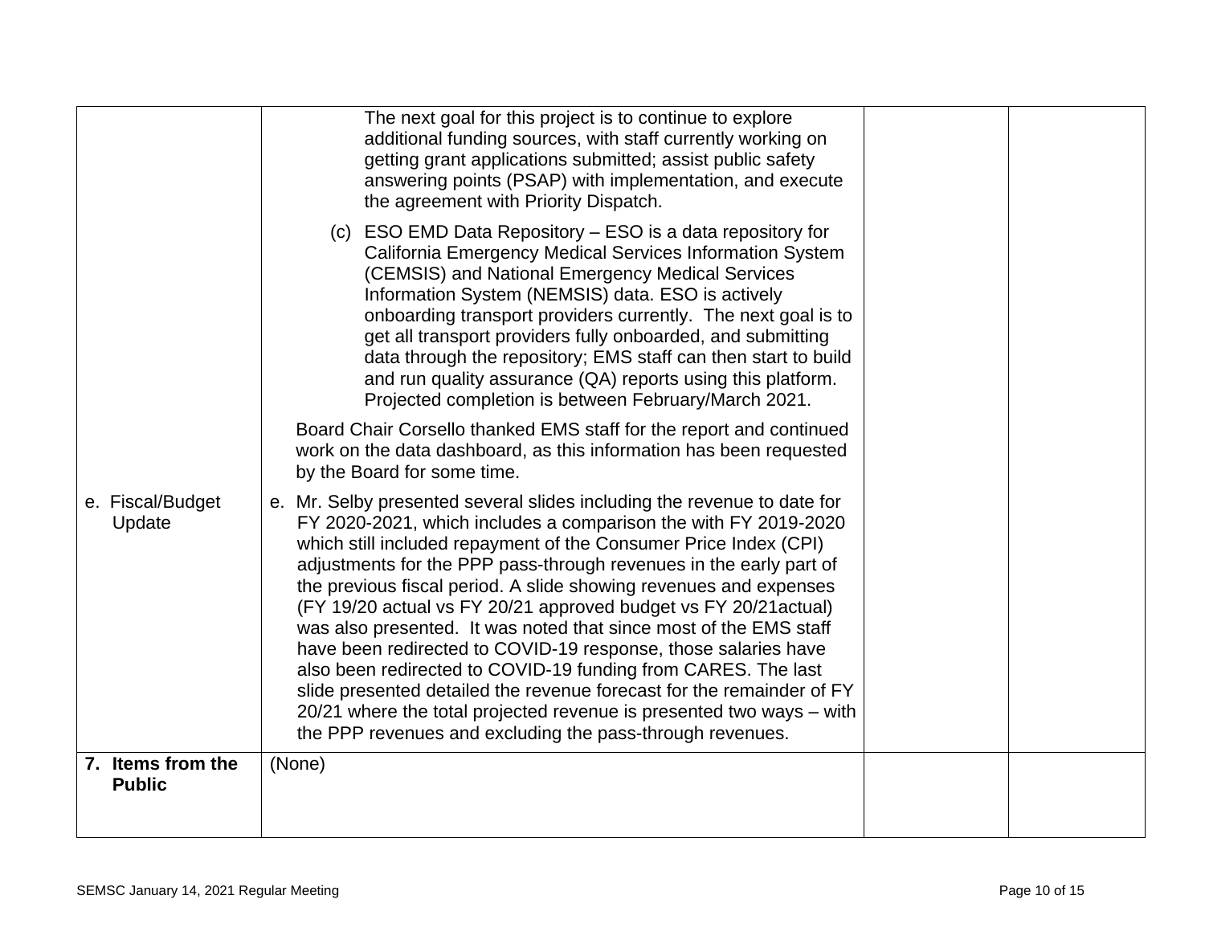| | | | |
|---|---|---|---|
| | The next goal for this project is to continue to explore additional funding sources, with staff currently working on getting grant applications submitted; assist public safety answering points (PSAP) with implementation, and execute the agreement with Priority Dispatch.<br><br>(c) ESO EMD Data Repository – ESO is a data repository for California Emergency Medical Services Information System (CEMSIS) and National Emergency Medical Services Information System (NEMSIS) data. ESO is actively onboarding transport providers currently. The next goal is to get all transport providers fully onboarded, and submitting data through the repository; EMS staff can then start to build and run quality assurance (QA) reports using this platform. Projected completion is between February/March 2021.<br><br>Board Chair Corsello thanked EMS staff for the report and continued work on the data dashboard, as this information has been requested by the Board for some time. | | |
| e. Fiscal/Budget Update | e. Mr. Selby presented several slides including the revenue to date for FY 2020-2021, which includes a comparison the with FY 2019-2020 which still included repayment of the Consumer Price Index (CPI) adjustments for the PPP pass-through revenues in the early part of the previous fiscal period. A slide showing revenues and expenses (FY 19/20 actual vs FY 20/21 approved budget vs FY 20/21actual) was also presented. It was noted that since most of the EMS staff have been redirected to COVID-19 response, those salaries have also been redirected to COVID-19 funding from CARES. The last slide presented detailed the revenue forecast for the remainder of FY 20/21 where the total projected revenue is presented two ways – with the PPP revenues and excluding the pass-through revenues. | | |
| **7. Items from the Public** | (None) | | |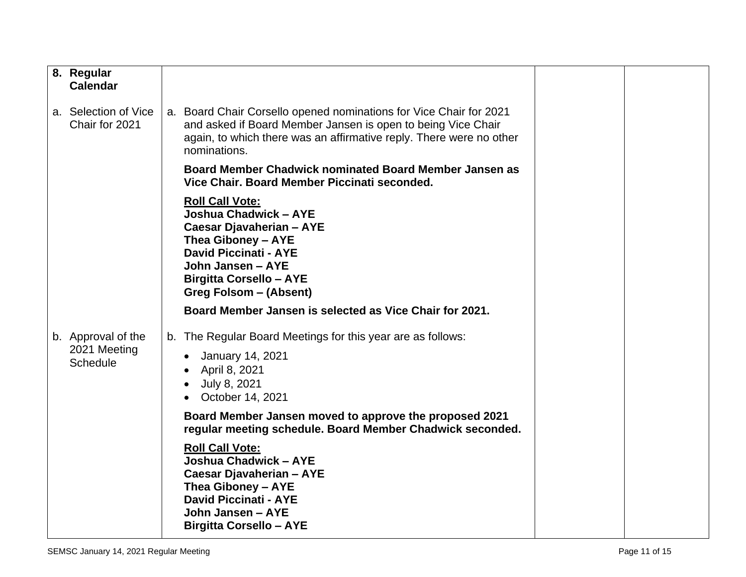| 8. Regular Calendar | | | |
|---|---|---|---|
| a. Selection of Vice Chair for 2021 | a. Board Chair Corsello opened nominations for Vice Chair for 2021 and asked if Board Member Jansen is open to being Vice Chair again, to which there was an affirmative reply. There were no other nominations.<br><br>**Board Member Chadwick nominated Board Member Jansen as Vice Chair. Board Member Piccinati seconded.**<br><br>**<u>Roll Call Vote:</u>**<br>**Joshua Chadwick – AYE**<br>**Caesar Djavaherian – AYE**<br>**Thea Giboney – AYE**<br>**David Piccinati - AYE**<br>**John Jansen – AYE**<br>**Birgitta Corsello – AYE**<br>**Greg Folsom – (Absent)**<br><br>**Board Member Jansen is selected as Vice Chair for 2021.** | | |
| b. Approval of the 2021 Meeting Schedule | b. The Regular Board Meetings for this year are as follows:<br>• January 14, 2021<br>• April 8, 2021<br>• July 8, 2021<br>• October 14, 2021<br><br>**Board Member Jansen moved to approve the proposed 2021 regular meeting schedule. Board Member Chadwick seconded.**<br><br>**<u>Roll Call Vote:</u>**<br>**Joshua Chadwick – AYE**<br>**Caesar Djavaherian – AYE**<br>**Thea Giboney – AYE**<br>**David Piccinati - AYE**<br>**John Jansen – AYE**<br>**Birgitta Corsello – AYE** | | |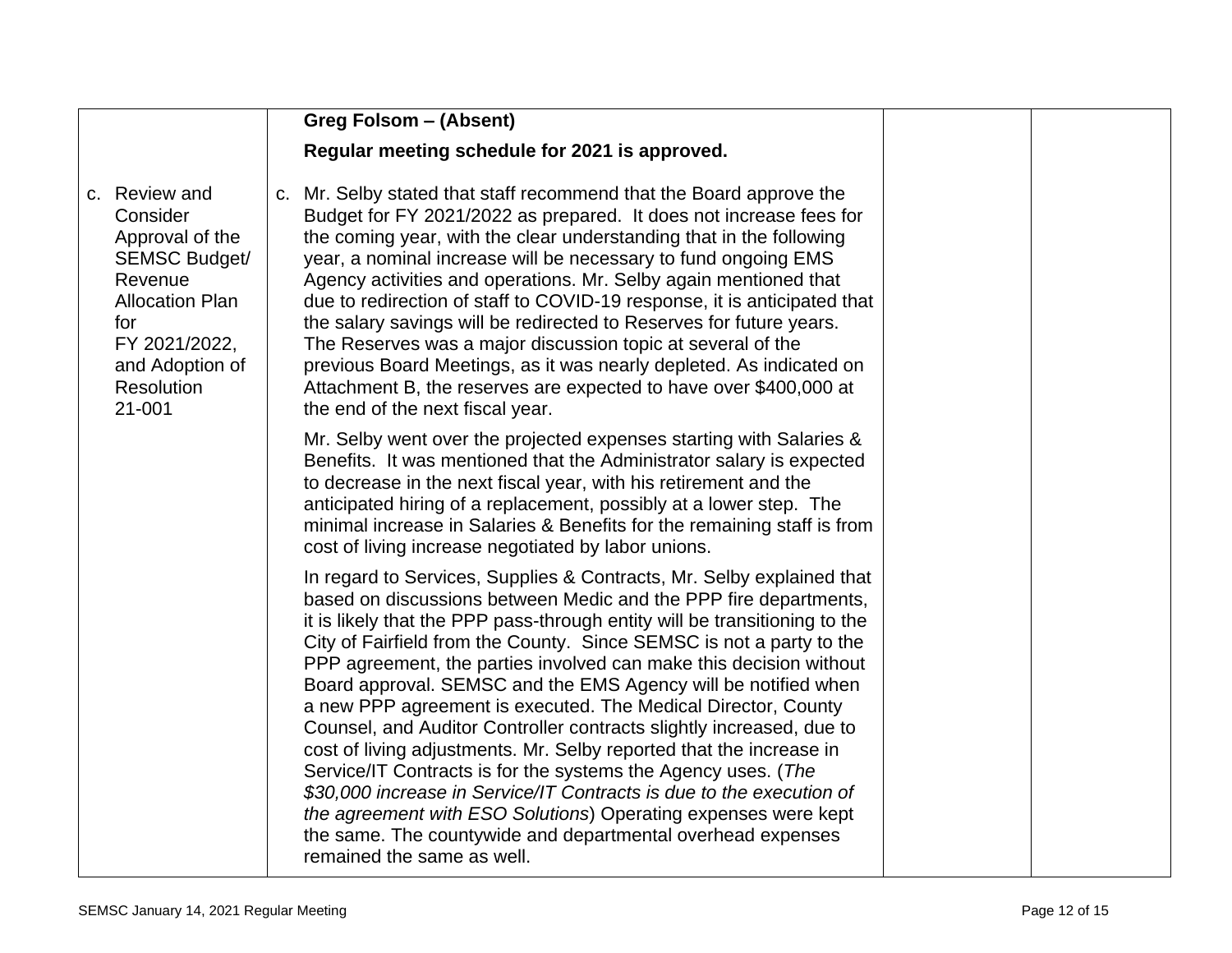| | | | |
|---|---|---|---|
| | **Greg Folsom – (Absent)**<br><br>**Regular meeting schedule for 2021 is approved.** | | |
| c. Review and Consider Approval of the SEMSC Budget/ Revenue Allocation Plan for FY 2021/2022, and Adoption of Resolution 21-001 | c. Mr. Selby stated that staff recommend that the Board approve the Budget for FY 2021/2022 as prepared. It does not increase fees for the coming year, with the clear understanding that in the following year, a nominal increase will be necessary to fund ongoing EMS Agency activities and operations. Mr. Selby again mentioned that due to redirection of staff to COVID-19 response, it is anticipated that the salary savings will be redirected to Reserves for future years. The Reserves was a major discussion topic at several of the previous Board Meetings, as it was nearly depleted. As indicated on Attachment B, the reserves are expected to have over $400,000 at the end of the next fiscal year.<br><br>Mr. Selby went over the projected expenses starting with Salaries & Benefits. It was mentioned that the Administrator salary is expected to decrease in the next fiscal year, with his retirement and the anticipated hiring of a replacement, possibly at a lower step. The minimal increase in Salaries & Benefits for the remaining staff is from cost of living increase negotiated by labor unions.<br><br>In regard to Services, Supplies & Contracts, Mr. Selby explained that based on discussions between Medic and the PPP fire departments, it is likely that the PPP pass-through entity will be transitioning to the City of Fairfield from the County. Since SEMSC is not a party to the PPP agreement, the parties involved can make this decision without Board approval. SEMSC and the EMS Agency will be notified when a new PPP agreement is executed. The Medical Director, County Counsel, and Auditor Controller contracts slightly increased, due to cost of living adjustments. Mr. Selby reported that the increase in Service/IT Contracts is for the systems the Agency uses. (*The $30,000 increase in Service/IT Contracts is due to the execution of the agreement with ESO Solutions*) Operating expenses were kept the same. The countywide and departmental overhead expenses remained the same as well. | | |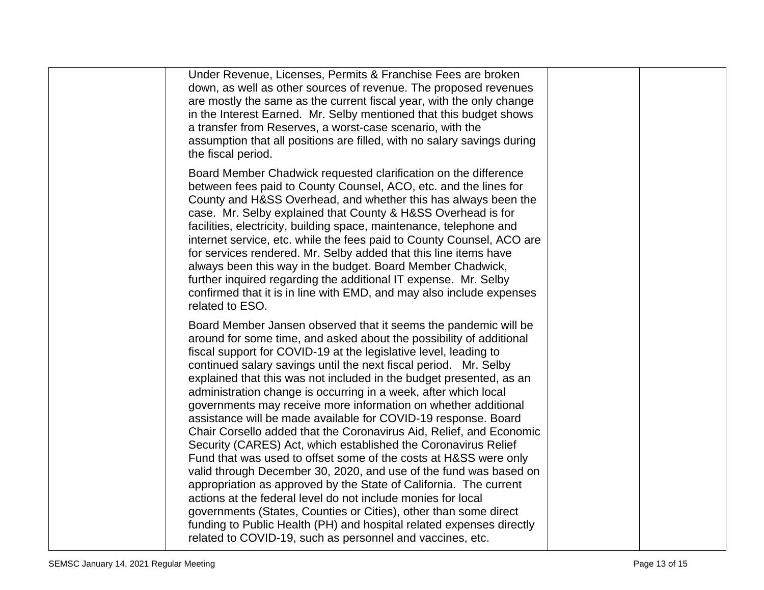| | | | |
|---|---|---|---|
| | Under Revenue, Licenses, Permits & Franchise Fees are broken down, as well as other sources of revenue. The proposed revenues are mostly the same as the current fiscal year, with the only change in the Interest Earned. Mr. Selby mentioned that this budget shows a transfer from Reserves, a worst-case scenario, with the assumption that all positions are filled, with no salary savings during the fiscal period.<br><br>Board Member Chadwick requested clarification on the difference between fees paid to County Counsel, ACO, etc. and the lines for County and H&SS Overhead, and whether this has always been the case. Mr. Selby explained that County & H&SS Overhead is for facilities, electricity, building space, maintenance, telephone and internet service, etc. while the fees paid to County Counsel, ACO are for services rendered. Mr. Selby added that this line items have always been this way in the budget. Board Member Chadwick, further inquired regarding the additional IT expense. Mr. Selby confirmed that it is in line with EMD, and may also include expenses related to ESO.<br><br>Board Member Jansen observed that it seems the pandemic will be around for some time, and asked about the possibility of additional fiscal support for COVID-19 at the legislative level, leading to continued salary savings until the next fiscal period. Mr. Selby explained that this was not included in the budget presented, as an administration change is occurring in a week, after which local governments may receive more information on whether additional assistance will be made available for COVID-19 response. Board Chair Corsello added that the Coronavirus Aid, Relief, and Economic Security (CARES) Act, which established the Coronavirus Relief Fund that was used to offset some of the costs at H&SS were only valid through December 30, 2020, and use of the fund was based on appropriation as approved by the State of California. The current actions at the federal level do not include monies for local governments (States, Counties or Cities), other than some direct funding to Public Health (PH) and hospital related expenses directly related to COVID-19, such as personnel and vaccines, etc. | | |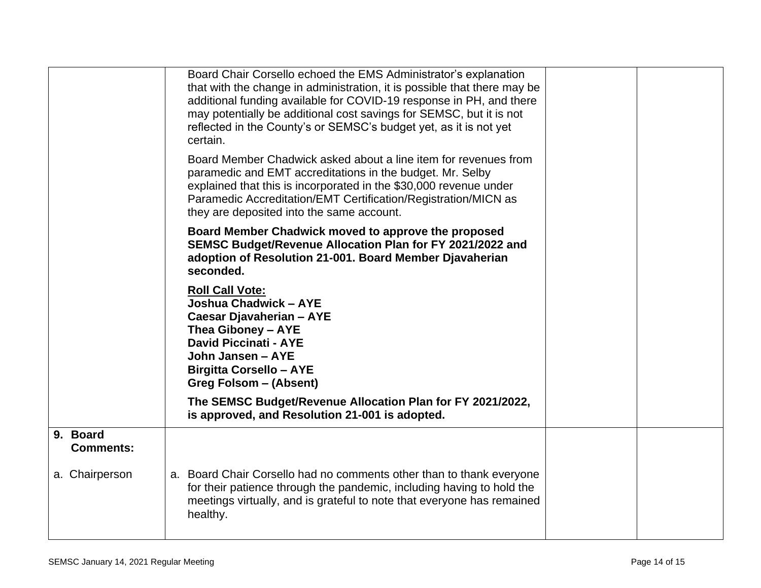| | | | |
|---|---|---|---|
| | Board Chair Corsello echoed the EMS Administrator's explanation that with the change in administration, it is possible that there may be additional funding available for COVID-19 response in PH, and there may potentially be additional cost savings for SEMSC, but it is not reflected in the County's or SEMSC's budget yet, as it is not yet certain.<br><br>Board Member Chadwick asked about a line item for revenues from paramedic and EMT accreditations in the budget. Mr. Selby explained that this is incorporated in the $30,000 revenue under Paramedic Accreditation/EMT Certification/Registration/MICN as they are deposited into the same account.<br><br>**Board Member Chadwick moved to approve the proposed SEMSC Budget/Revenue Allocation Plan for FY 2021/2022 and adoption of Resolution 21-001. Board Member Djavaherian seconded.**<br><br>**<u>Roll Call Vote:</u>**<br>**Joshua Chadwick – AYE**<br>**Caesar Djavaherian – AYE**<br>**Thea Giboney – AYE**<br>**David Piccinati - AYE**<br>**John Jansen – AYE**<br>**Birgitta Corsello – AYE**<br>**Greg Folsom – (Absent)**<br><br>**The SEMSC Budget/Revenue Allocation Plan for FY 2021/2022, is approved, and Resolution 21-001 is adopted.** | | |
| **9. Board Comments:**<br><br>a. Chairperson | <br><br>a. Board Chair Corsello had no comments other than to thank everyone for their patience through the pandemic, including having to hold the meetings virtually, and is grateful to note that everyone has remained healthy. | | |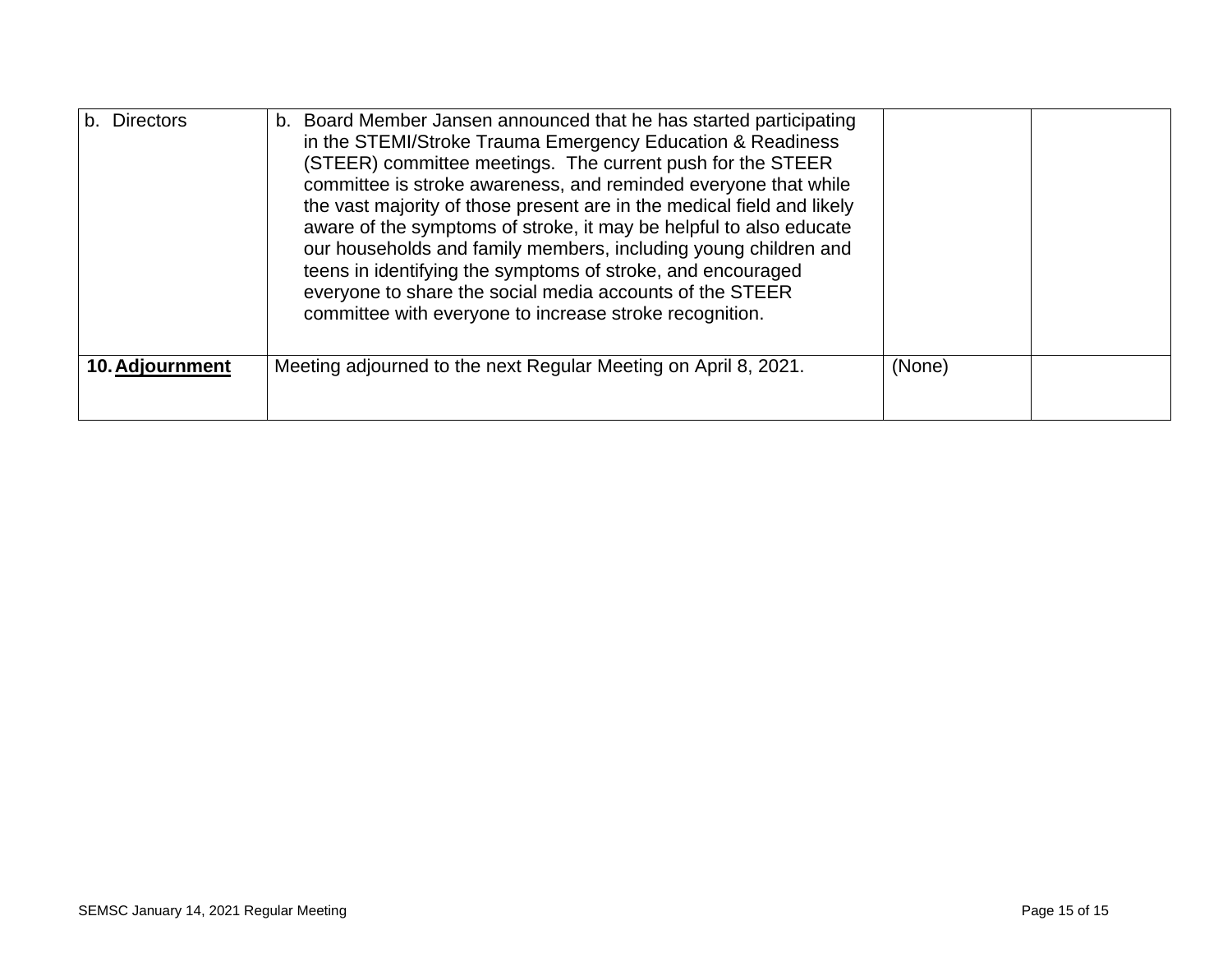| | | | |
|---|---|---|---|
| b. Directors | b. Board Member Jansen announced that he has started participating in the STEMI/Stroke Trauma Emergency Education & Readiness (STEER) committee meetings. The current push for the STEER committee is stroke awareness, and reminded everyone that while the vast majority of those present are in the medical field and likely aware of the symptoms of stroke, it may be helpful to also educate our households and family members, including young children and teens in identifying the symptoms of stroke, and encouraged everyone to share the social media accounts of the STEER committee with everyone to increase stroke recognition. | | |
| **10. Adjournment** | Meeting adjourned to the next Regular Meeting on April 8, 2021. | (None) | |